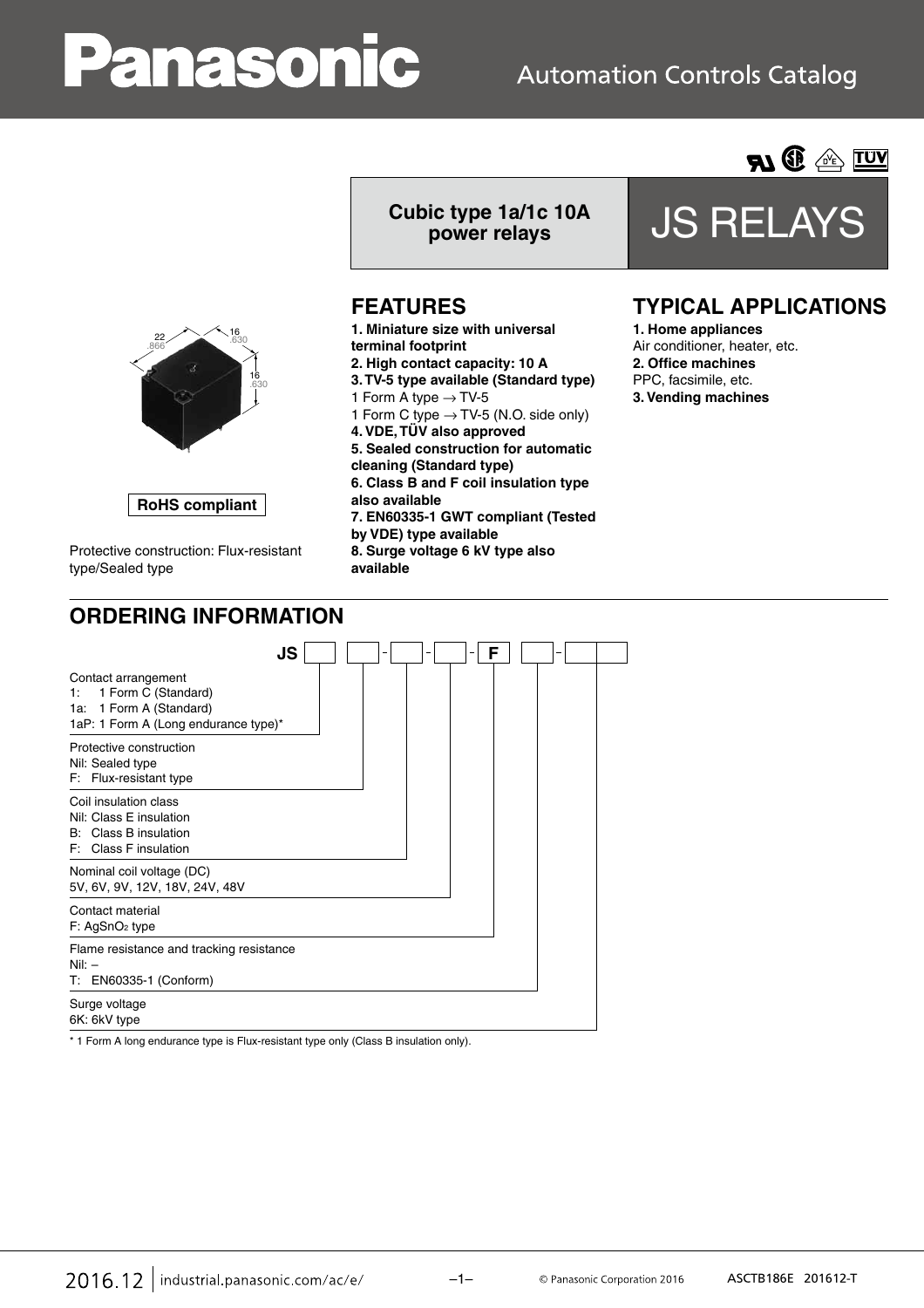Automation Controls Catalog

**Cubic type 1a/1c 10A power relays**

# JS RELAYS

22 .866 — 16 .630 — 16 .630

**RoHS compliant**

Protective construction: Flux-resistant type/Sealed type

## FEATURES

1. **Miniature size with universal terminal footprint**
2. **High contact capacity: 10 A**
3. **TV-5 type available (Standard type)**
   1 Form A type → TV-5
   1 Form C type → TV-5 (N.O. side only)
4. **VDE, TÜV also approved**
5. **Sealed construction for automatic cleaning (Standard type)**
6. **Class B and F coil insulation type also available**
7. **EN60335-1 GWT compliant (Tested by VDE) type available**
8. **Surge voltage 6 kV type also available**

## TYPICAL APPLICATIONS

1. **Home appliances**
   Air conditioner, heater, etc.
2. **Office machines**
   PPC, facsimile, etc.
3. **Vending machines**

## ORDERING INFORMATION

JS [ ] [ ] - [ ] - [ ] - **F** [ ] - [ ]

Contact arrangement
1: 1 Form C (Standard)
1a: 1 Form A (Standard)
1aP: 1 Form A (Long endurance type)*

Protective construction
Nil: Sealed type
F: Flux-resistant type

Coil insulation class
Nil: Class E insulation
B: Class B insulation
F: Class F insulation

Nominal coil voltage (DC)
5V, 6V, 9V, 12V, 18V, 24V, 48V

Contact material
F: $AgSnO_2$ type

Flame resistance and tracking resistance
Nil: –
T: EN60335-1 (Conform)

Surge voltage
6K: 6kV type

\* 1 Form A long endurance type is Flux-resistant type only (Class B insulation only).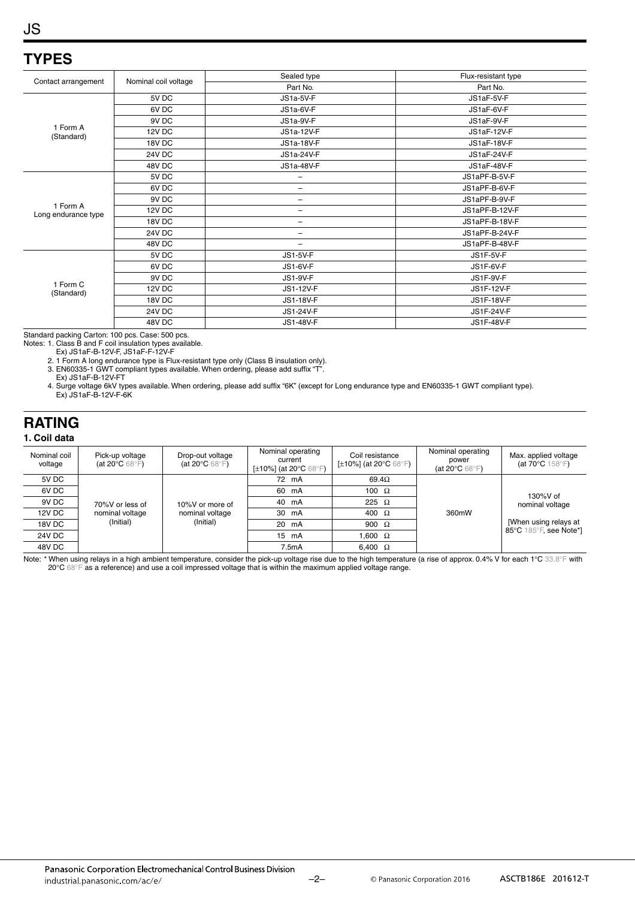## TYPES

| Contact arrangement | Nominal coil voltage | Sealed type | Flux-resistant type |
|---|---|---|---|
| | | Part No. | Part No. |
| 1 Form A (Standard) | 5V DC | JS1a-5V-F | JS1aF-5V-F |
| | 6V DC | JS1a-6V-F | JS1aF-6V-F |
| | 9V DC | JS1a-9V-F | JS1aF-9V-F |
| | 12V DC | JS1a-12V-F | JS1aF-12V-F |
| | 18V DC | JS1a-18V-F | JS1aF-18V-F |
| | 24V DC | JS1a-24V-F | JS1aF-24V-F |
| | 48V DC | JS1a-48V-F | JS1aF-48V-F |
| 1 Form A Long endurance type | 5V DC | – | JS1aPF-B-5V-F |
| | 6V DC | – | JS1aPF-B-6V-F |
| | 9V DC | – | JS1aPF-B-9V-F |
| | 12V DC | – | JS1aPF-B-12V-F |
| | 18V DC | – | JS1aPF-B-18V-F |
| | 24V DC | – | JS1aPF-B-24V-F |
| | 48V DC | – | JS1aPF-B-48V-F |
| 1 Form C (Standard) | 5V DC | JS1-5V-F | JS1F-5V-F |
| | 6V DC | JS1-6V-F | JS1F-6V-F |
| | 9V DC | JS1-9V-F | JS1F-9V-F |
| | 12V DC | JS1-12V-F | JS1F-12V-F |
| | 18V DC | JS1-18V-F | JS1F-18V-F |
| | 24V DC | JS1-24V-F | JS1F-24V-F |
| | 48V DC | JS1-48V-F | JS1F-48V-F |

Standard packing Carton: 100 pcs. Case: 500 pcs.

Notes: 1. Class B and F coil insulation types available.
Ex) JS1aF-B-12V-F, JS1aF-F-12V-F
2. 1 Form A long endurance type is Flux-resistant type only (Class B insulation only).
3. EN60335-1 GWT compliant types available. When ordering, please add suffix "T".
Ex) JS1aF-B-12V-FT
4. Surge voltage 6kV types available. When ordering, please add suffix "6K" (except for Long endurance type and EN60335-1 GWT compliant type).
Ex) JS1aF-B-12V-F-6K

## RATING

### 1. Coil data

| Nominal coil voltage | Pick-up voltage (at 20°C 68°F) | Drop-out voltage (at 20°C 68°F) | Nominal operating current [±10%] (at 20°C 68°F) | Coil resistance [±10%] (at 20°C 68°F) | Nominal operating power (at 20°C 68°F) | Max. applied voltage (at 70°C 158°F) |
|---|---|---|---|---|---|---|
| 5V DC | 70%V or less of nominal voltage (Initial) | 10%V or more of nominal voltage (Initial) | 72 mA | 69.4Ω | 360mW | 130%V of nominal voltage [When using relays at 85°C 185°F, see Note*] |
| 6V DC | | | 60 mA | 100 Ω | | |
| 9V DC | | | 40 mA | 225 Ω | | |
| 12V DC | | | 30 mA | 400 Ω | | |
| 18V DC | | | 20 mA | 900 Ω | | |
| 24V DC | | | 15 mA | 1,600 Ω | | |
| 48V DC | | | 7.5mA | 6,400 Ω | | |

Note: * When using relays in a high ambient temperature, consider the pick-up voltage rise due to the high temperature (a rise of approx. 0.4% V for each 1°C 33.8°F with 20°C 68°F as a reference) and use a coil impressed voltage that is within the maximum applied voltage range.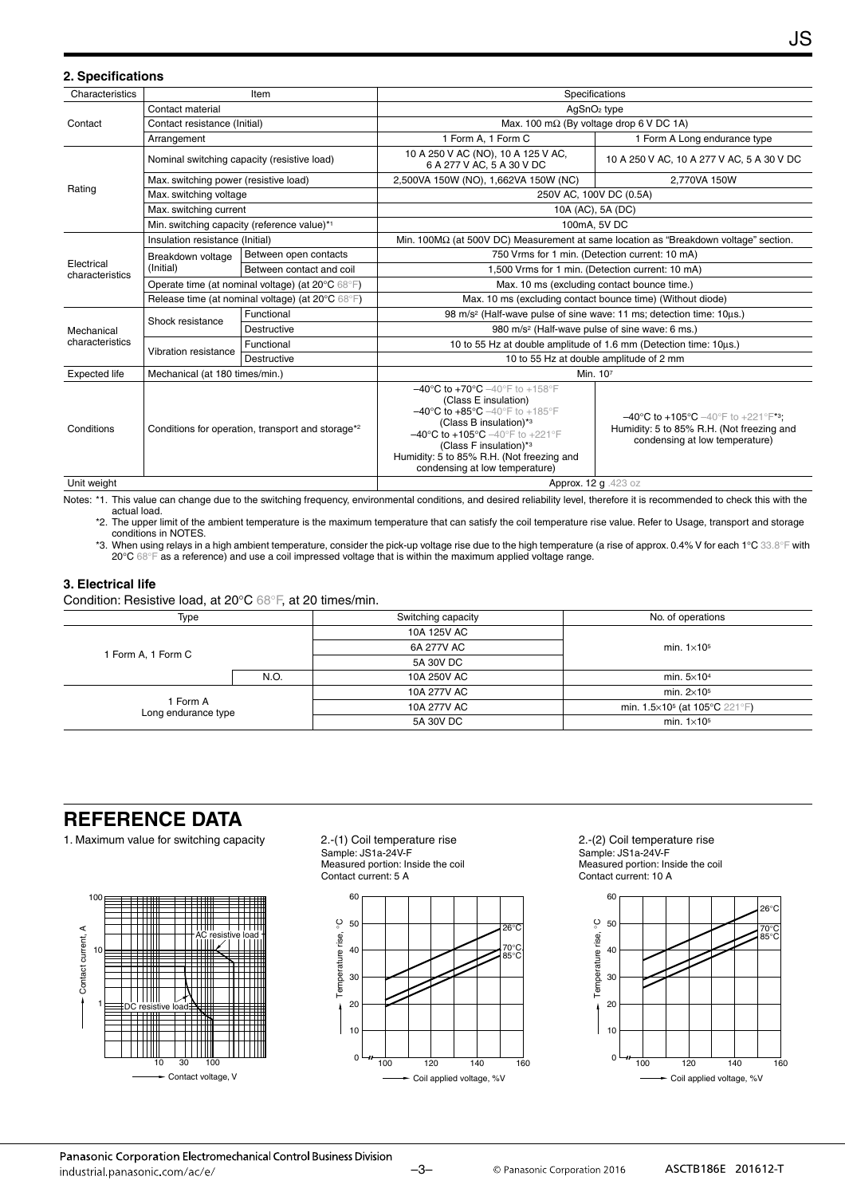## 2. Specifications

| Characteristics | Item | | Specifications | |
|---|---|---|---|---|
| Contact | Contact material | | $AgSnO_2$ type | |
| | Contact resistance (Initial) | | Max. 100 mΩ (By voltage drop 6 V DC 1A) | |
| | Arrangement | | 1 Form A, 1 Form C | 1 Form A Long endurance type |
| Rating | Nominal switching capacity (resistive load) | | 10 A 250 V AC (NO), 10 A 125 V AC, 6 A 277 V AC, 5 A 30 V DC | 10 A 250 V AC, 10 A 277 V AC, 5 A 30 V DC |
| | Max. switching power (resistive load) | | 2,500VA 150W (NO), 1,662VA 150W (NC) | 2,770VA 150W |
| | Max. switching voltage | | 250V AC, 100V DC (0.5A) | |
| | Max. switching current | | 10A (AC), 5A (DC) | |
| | Min. switching capacity (reference value)*1 | | 100mA, 5V DC | |
| Electrical characteristics | Insulation resistance (Initial) | | Min. 100MΩ (at 500V DC) Measurement at same location as "Breakdown voltage" section. | |
| | Breakdown voltage (Initial) | Between open contacts | 750 Vrms for 1 min. (Detection current: 10 mA) | |
| | | Between contact and coil | 1,500 Vrms for 1 min. (Detection current: 10 mA) | |
| | Operate time (at nominal voltage) (at 20°C 68°F) | | Max. 10 ms (excluding contact bounce time.) | |
| | Release time (at nominal voltage) (at 20°C 68°F) | | Max. 10 ms (excluding contact bounce time) (Without diode) | |
| Mechanical characteristics | Shock resistance | Functional | 98 $m/s^2$ (Half-wave pulse of sine wave: 11 ms; detection time: 10μs.) | |
| | | Destructive | 980 $m/s^2$ (Half-wave pulse of sine wave: 6 ms.) | |
| | Vibration resistance | Functional | 10 to 55 Hz at double amplitude of 1.6 mm (Detection time: 10μs.) | |
| | | Destructive | 10 to 55 Hz at double amplitude of 2 mm | |
| Expected life | Mechanical (at 180 times/min.) | | Min. $10^7$ | |
| Conditions | Conditions for operation, transport and storage*2 | | –40°C to +70°C –40°F to +158°F (Class E insulation) –40°C to +85°C –40°F to +185°F (Class B insulation)*3 –40°C to +105°C –40°F to +221°F (Class F insulation)*3 Humidity: 5 to 85% R.H. (Not freezing and condensing at low temperature) | –40°C to +105°C –40°F to +221°F*3; Humidity: 5 to 85% R.H. (Not freezing and condensing at low temperature) |
| Unit weight | | | Approx. 12 g .423 oz | |

Notes: *1. This value can change due to the switching frequency, environmental conditions, and desired reliability level, therefore it is recommended to check this with the actual load.

*2. The upper limit of the ambient temperature is the maximum temperature that can satisfy the coil temperature rise value. Refer to Usage, transport and storage conditions in NOTES.

*3. When using relays in a high ambient temperature, consider the pick-up voltage rise due to the high temperature (a rise of approx. 0.4% V for each 1°C 33.8°F with 20°C 68°F as a reference) and use a coil impressed voltage that is within the maximum applied voltage range.

## 3. Electrical life

Condition: Resistive load, at 20°C 68°F, at 20 times/min.

| Type | | Switching capacity | No. of operations |
|---|---|---|---|
| 1 Form A, 1 Form C | | 10A 125V AC | min. $1\times10^5$ |
| | | 6A 277V AC | |
| | | 5A 30V DC | |
| | N.O. | 10A 250V AC | min. $5\times10^4$ |
| 1 Form A Long endurance type | | 10A 277V AC | min. $2\times10^5$ |
| | | 10A 277V AC | min. $1.5\times10^5$ (at 105°C 221°F) |
| | | 5A 30V DC | min. $1\times10^5$ |

# REFERENCE DATA

1. Maximum value for switching capacity

2.-(1) Coil temperature rise
Sample: JS1a-24V-F
Measured portion: Inside the coil
Contact current: 5 A

2.-(2) Coil temperature rise
Sample: JS1a-24V-F
Measured portion: Inside the coil
Contact current: 10 A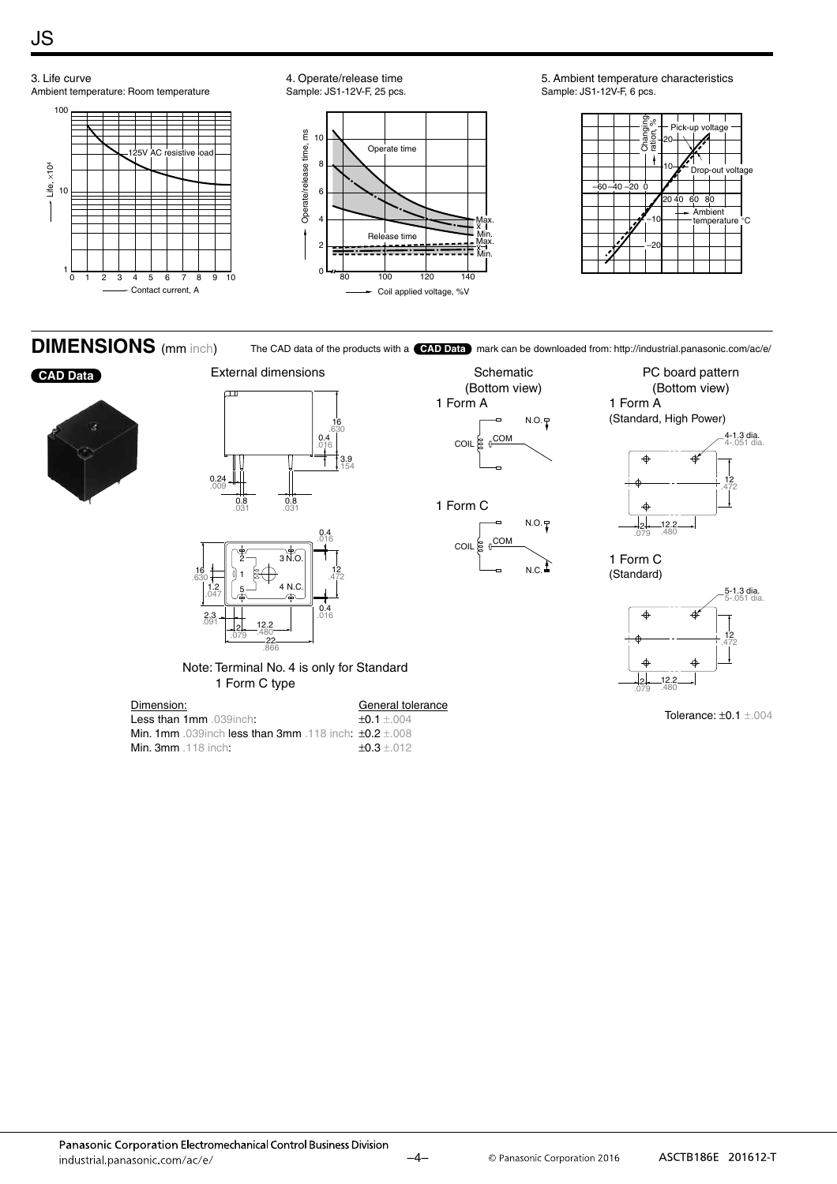### 3. Life curve

Ambient temperature: Room temperature

### 4. Operate/release time

Sample: JS1-12V-F, 25 pcs.

### 5. Ambient temperature characteristics

Sample: JS1-12V-F, 6 pcs.

## DIMENSIONS (mm inch)

The CAD data of the products with a **CAD Data** mark can be downloaded from: http://industrial.panasonic.com/ac/e/

**CAD Data**

External dimensions

Note: Terminal No. 4 is only for Standard 1 Form C type

| Dimension: | General tolerance |
|---|---|
| Less than 1mm .039inch: | ±0.1 ±.004 |
| Min. 1mm .039inch less than 3mm .118 inch: | ±0.2 ±.008 |
| Min. 3mm .118 inch: | ±0.3 ±.012 |

Schematic (Bottom view)

1 Form A

1 Form C

PC board pattern (Bottom view)

1 Form A (Standard, High Power)

1 Form C (Standard)

Tolerance: ±0.1 ±.004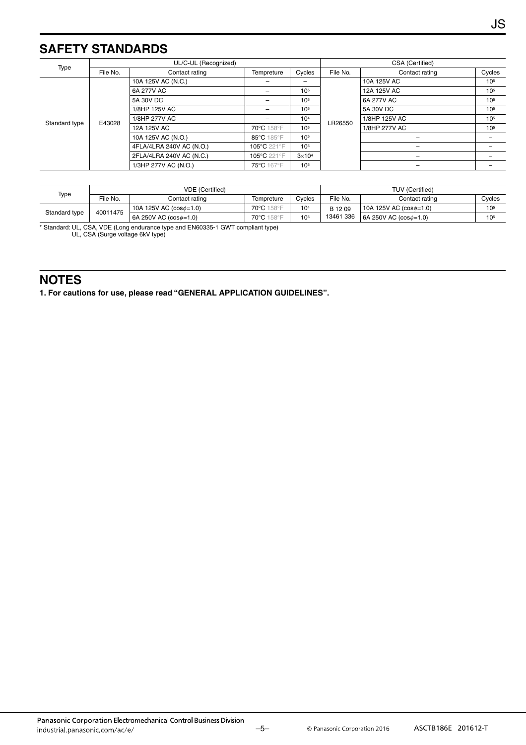## SAFETY STANDARDS

| Type | UL/C-UL (Recognized) | | | | CSA (Certified) | | |
|---|---|---|---|---|---|---|---|
| | File No. | Contact rating | Tempreture | Cycles | File No. | Contact rating | Cycles |
| Standard type | E43028 | 10A 125V AC (N.C.) | – | – | LR26550 | 10A 125V AC | $10^5$ |
| | | 6A 277V AC | – | $10^5$ | | 12A 125V AC | $10^5$ |
| | | 5A 30V DC | – | $10^5$ | | 6A 277V AC | $10^5$ |
| | | 1/8HP 125V AC | – | $10^5$ | | 5A 30V DC | $10^5$ |
| | | 1/8HP 277V AC | – | $10^4$ | | 1/8HP 125V AC | $10^5$ |
| | | 12A 125V AC | 70°C 158°F | $10^5$ | | 1/8HP 277V AC | $10^5$ |
| | | 10A 125V AC (N.O.) | 85°C 185°F | $10^5$ | | – | – |
| | | 4FLA/4LRA 240V AC (N.O.) | 105°C 221°F | $10^5$ | | – | – |
| | | 2FLA/4LRA 240V AC (N.C.) | 105°C 221°F | $3\times10^4$ | | – | – |
| | | 1/3HP 277V AC (N.O.) | 75°C 167°F | $10^5$ | | – | – |

| Type | VDE (Certified) | | | | TUV (Certified) | | |
|---|---|---|---|---|---|---|---|
| | File No. | Contact rating | Tempreture | Cycles | File No. | Contact rating | Cycles |
| Standard type | 40011475 | 10A 125V AC ($\cos\phi$=1.0) | 70°C 158°F | $10^4$ | B 12 09 13461 336 | 10A 125V AC ($\cos\phi$=1.0) | $10^5$ |
| | | 6A 250V AC ($\cos\phi$=1.0) | 70°C 158°F | $10^5$ | | 6A 250V AC ($\cos\phi$=1.0) | $10^5$ |

\* Standard: UL, CSA, VDE (Long endurance type and EN60335-1 GWT compliant type)
UL, CSA (Surge voltage 6kV type)

## NOTES

**1. For cautions for use, please read "GENERAL APPLICATION GUIDELINES".**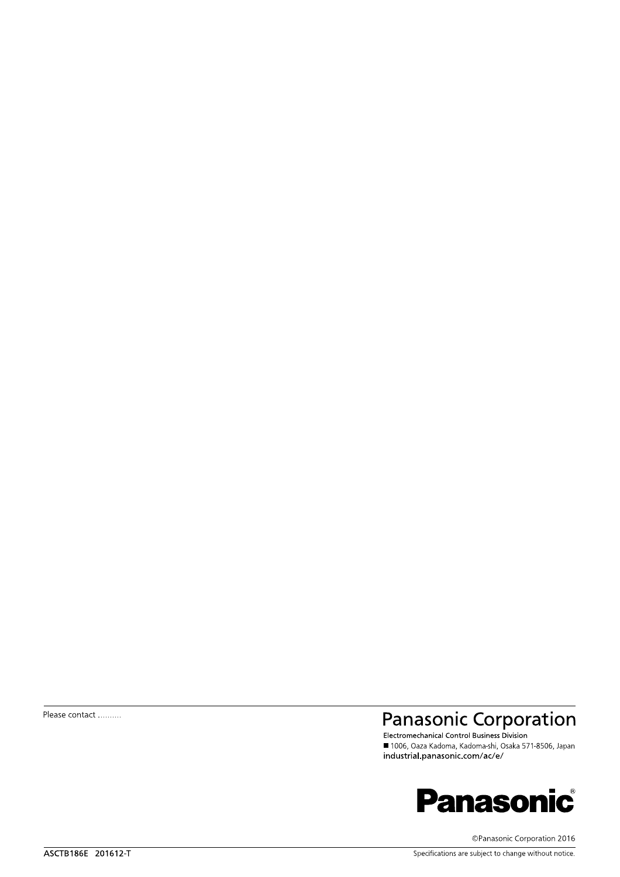Please contact ..........

**Panasonic Corporation**

Electromechanical Control Business Division

■ 1006, Oaza Kadoma, Kadoma-shi, Osaka 571-8506, Japan

industrial.panasonic.com/ac/e/

**Panasonic®**

©Panasonic Corporation 2016

ASCTB186E 201612-T

Specifications are subject to change without notice.